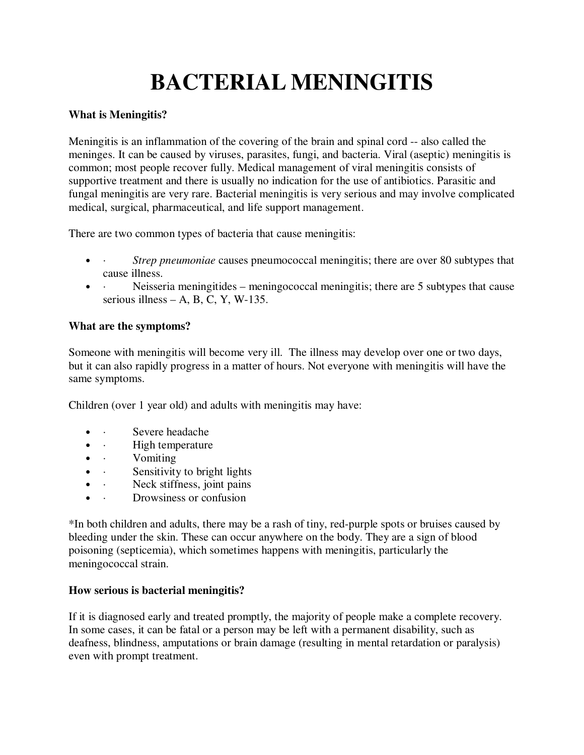# BACTERIAL MENINGITIS

**What is Meningitis?**

Meningitis is an inflammation of the covering of the brain and spinal cord -- also called the meninges. It can be caused by viruses, parasites, fungi, and bacteria. Viral (aseptic) meningitis is common; most people recover fully. Medical management of viral meningitis consists of supportive treatment and there is usually no indication for the use of antibiotics. Parasitic and fungal meningitis are very rare. Bacterial meningitis is very serious and may involve complicated medical, surgical, pharmaceutical, and life support management.

There are two common types of bacteria that cause meningitis:

- *Strep pneumoniae* causes pneumococcal meningitis; there are over 80 subtypes that cause illness.
- Neisseria meningitides – meningococcal meningitis; there are 5 subtypes that cause serious illness – A, B, C, Y, W-135.

**What are the symptoms?**

Someone with meningitis will become very ill. The illness may develop over one or two days, but it can also rapidly progress in a matter of hours. Not everyone with meningitis will have the same symptoms.

Children (over 1 year old) and adults with meningitis may have:

- Severe headache
- High temperature
- Vomiting
- Sensitivity to bright lights
- Neck stiffness, joint pains
- Drowsiness or confusion

*In both children and adults, there may be a rash of tiny, red-purple spots or bruises caused by bleeding under the skin. These can occur anywhere on the body. They are a sign of blood poisoning (septicemia), which sometimes happens with meningitis, particularly the meningococcal strain.

**How serious is bacterial meningitis?**

If it is diagnosed early and treated promptly, the majority of people make a complete recovery. In some cases, it can be fatal or a person may be left with a permanent disability, such as deafness, blindness, amputations or brain damage (resulting in mental retardation or paralysis) even with prompt treatment.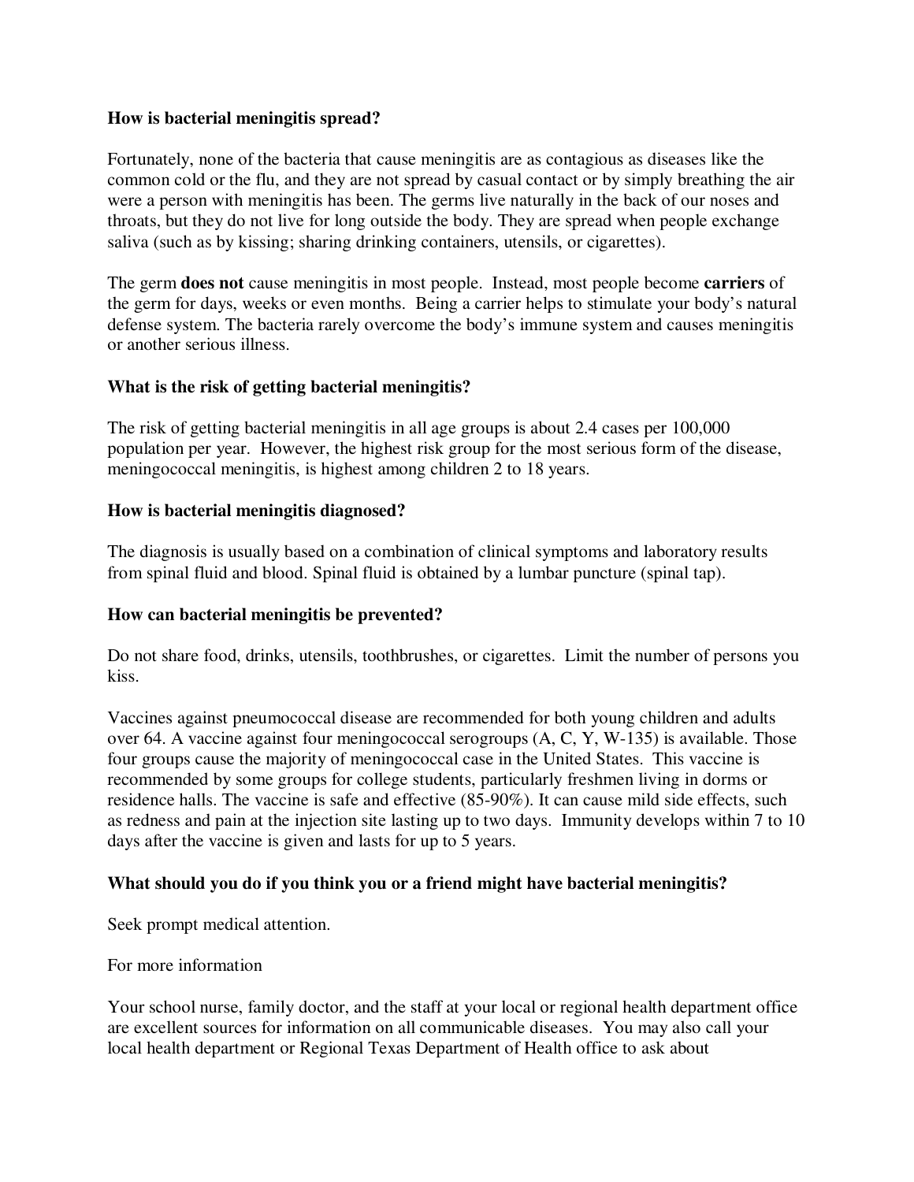**How is bacterial meningitis spread?**

Fortunately, none of the bacteria that cause meningitis are as contagious as diseases like the common cold or the flu, and they are not spread by casual contact or by simply breathing the air were a person with meningitis has been. The germs live naturally in the back of our noses and throats, but they do not live for long outside the body. They are spread when people exchange saliva (such as by kissing; sharing drinking containers, utensils, or cigarettes).

The germ **does not** cause meningitis in most people. Instead, most people become **carriers** of the germ for days, weeks or even months. Being a carrier helps to stimulate your body's natural defense system. The bacteria rarely overcome the body's immune system and causes meningitis or another serious illness.

**What is the risk of getting bacterial meningitis?**

The risk of getting bacterial meningitis in all age groups is about 2.4 cases per 100,000 population per year. However, the highest risk group for the most serious form of the disease, meningococcal meningitis, is highest among children 2 to 18 years.

**How is bacterial meningitis diagnosed?**

The diagnosis is usually based on a combination of clinical symptoms and laboratory results from spinal fluid and blood. Spinal fluid is obtained by a lumbar puncture (spinal tap).

**How can bacterial meningitis be prevented?**

Do not share food, drinks, utensils, toothbrushes, or cigarettes. Limit the number of persons you kiss.

Vaccines against pneumococcal disease are recommended for both young children and adults over 64. A vaccine against four meningococcal serogroups (A, C, Y, W-135) is available. Those four groups cause the majority of meningococcal case in the United States. This vaccine is recommended by some groups for college students, particularly freshmen living in dorms or residence halls. The vaccine is safe and effective (85-90%). It can cause mild side effects, such as redness and pain at the injection site lasting up to two days. Immunity develops within 7 to 10 days after the vaccine is given and lasts for up to 5 years.

**What should you do if you think you or a friend might have bacterial meningitis?**

Seek prompt medical attention.

For more information

Your school nurse, family doctor, and the staff at your local or regional health department office are excellent sources for information on all communicable diseases. You may also call your local health department or Regional Texas Department of Health office to ask about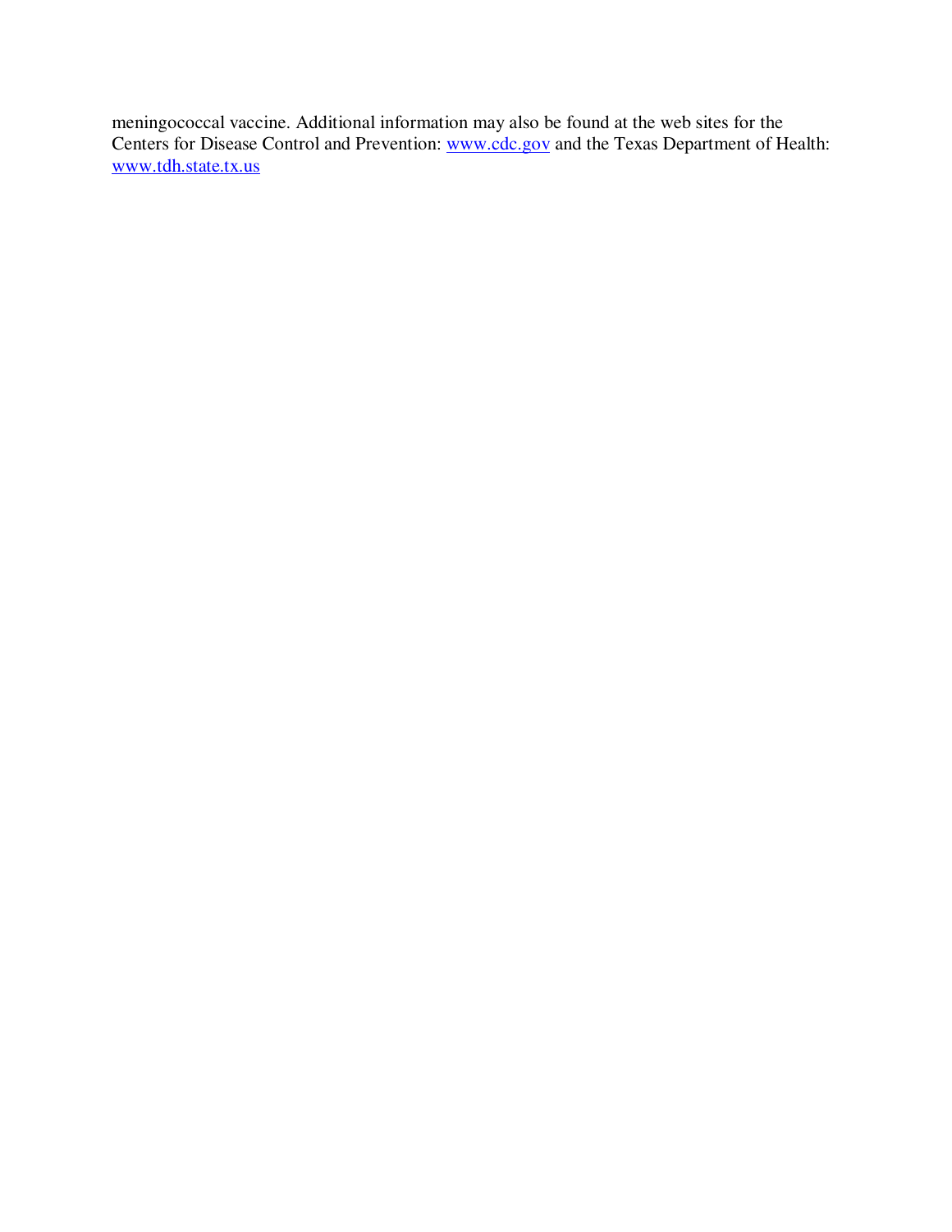meningococcal vaccine. Additional information may also be found at the web sites for the Centers for Disease Control and Prevention: [www.cdc.gov](http://www.cdc.gov) and the Texas Department of Health: [www.tdh.state.tx.us](http://www.tdh.state.tx.us)